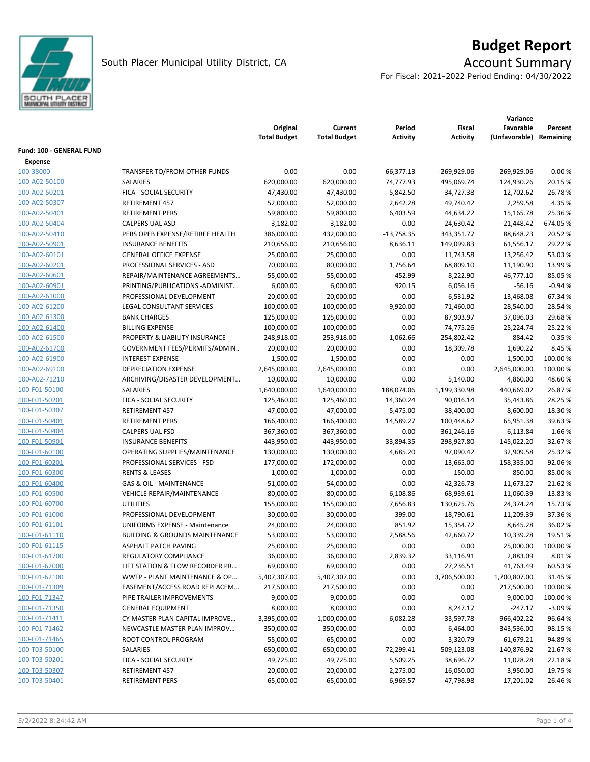# Budget Report

South Placer Municipal Utility District, CA

## Account Summary

For Fiscal: 2021-2022 Period Ending: 04/30/2022

| | | Original Total Budget | Current Total Budget | Period Activity | Fiscal Activity | Variance Favorable (Unfavorable) | Percent Remaining |
|---|---|---|---|---|---|---|---|
| **Fund: 100 - GENERAL FUND** | | | | | | | |
| **Expense** | | | | | | | |
| 100-38000 | TRANSFER TO/FROM OTHER FUNDS | 0.00 | 0.00 | 66,377.13 | -269,929.06 | 269,929.06 | 0.00 % |
| 100-A02-50100 | SALARIES | 620,000.00 | 620,000.00 | 74,777.93 | 495,069.74 | 124,930.26 | 20.15 % |
| 100-A02-50201 | FICA - SOCIAL SECURITY | 47,430.00 | 47,430.00 | 5,842.50 | 34,727.38 | 12,702.62 | 26.78 % |
| 100-A02-50307 | RETIREMENT 457 | 52,000.00 | 52,000.00 | 2,642.28 | 49,740.42 | 2,259.58 | 4.35 % |
| 100-A02-50401 | RETIREMENT PERS | 59,800.00 | 59,800.00 | 6,403.59 | 44,634.22 | 15,165.78 | 25.36 % |
| 100-A02-50404 | CALPERS UAL ASD | 3,182.00 | 3,182.00 | 0.00 | 24,630.42 | -21,448.42 | -674.05 % |
| 100-A02-50410 | PERS OPEB EXPENSE/RETIREE HEALTH | 386,000.00 | 432,000.00 | -13,758.35 | 343,351.77 | 88,648.23 | 20.52 % |
| 100-A02-50901 | INSURANCE BENEFITS | 210,656.00 | 210,656.00 | 8,636.11 | 149,099.83 | 61,556.17 | 29.22 % |
| 100-A02-60101 | GENERAL OFFICE EXPENSE | 25,000.00 | 25,000.00 | 0.00 | 11,743.58 | 13,256.42 | 53.03 % |
| 100-A02-60201 | PROFESSIONAL SERVICES - ASD | 70,000.00 | 80,000.00 | 1,756.64 | 68,809.10 | 11,190.90 | 13.99 % |
| 100-A02-60601 | REPAIR/MAINTENANCE AGREEMENTS... | 55,000.00 | 55,000.00 | 452.99 | 8,222.90 | 46,777.10 | 85.05 % |
| 100-A02-60901 | PRINTING/PUBLICATIONS -ADMINIST... | 6,000.00 | 6,000.00 | 920.15 | 6,056.16 | -56.16 | -0.94 % |
| 100-A02-61000 | PROFESSIONAL DEVELOPMENT | 20,000.00 | 20,000.00 | 0.00 | 6,531.92 | 13,468.08 | 67.34 % |
| 100-A02-61200 | LEGAL CONSULTANT SERVICES | 100,000.00 | 100,000.00 | 9,920.00 | 71,460.00 | 28,540.00 | 28.54 % |
| 100-A02-61300 | BANK CHARGES | 125,000.00 | 125,000.00 | 0.00 | 87,903.97 | 37,096.03 | 29.68 % |
| 100-A02-61400 | BILLING EXPENSE | 100,000.00 | 100,000.00 | 0.00 | 74,775.26 | 25,224.74 | 25.22 % |
| 100-A02-61500 | PROPERTY & LIABILITY INSURANCE | 248,918.00 | 253,918.00 | 1,062.66 | 254,802.42 | -884.42 | -0.35 % |
| 100-A02-61700 | GOVERNMENT FEES/PERMITS/ADMIN.. | 20,000.00 | 20,000.00 | 0.00 | 18,309.78 | 1,690.22 | 8.45 % |
| 100-A02-61900 | INTEREST EXPENSE | 1,500.00 | 1,500.00 | 0.00 | 0.00 | 1,500.00 | 100.00 % |
| 100-A02-69100 | DEPRECIATION EXPENSE | 2,645,000.00 | 2,645,000.00 | 0.00 | 0.00 | 2,645,000.00 | 100.00 % |
| 100-A02-71210 | ARCHIVING/DISASTER DEVELOPMENT... | 10,000.00 | 10,000.00 | 0.00 | 5,140.00 | 4,860.00 | 48.60 % |
| 100-F01-50100 | SALARIES | 1,640,000.00 | 1,640,000.00 | 188,074.06 | 1,199,330.98 | 440,669.02 | 26.87 % |
| 100-F01-50201 | FICA - SOCIAL SECURITY | 125,460.00 | 125,460.00 | 14,360.24 | 90,016.14 | 35,443.86 | 28.25 % |
| 100-F01-50307 | RETIREMENT 457 | 47,000.00 | 47,000.00 | 5,475.00 | 38,400.00 | 8,600.00 | 18.30 % |
| 100-F01-50401 | RETIREMENT PERS | 166,400.00 | 166,400.00 | 14,589.27 | 100,448.62 | 65,951.38 | 39.63 % |
| 100-F01-50404 | CALPERS UAL FSD | 367,360.00 | 367,360.00 | 0.00 | 361,246.16 | 6,113.84 | 1.66 % |
| 100-F01-50901 | INSURANCE BENEFITS | 443,950.00 | 443,950.00 | 33,894.35 | 298,927.80 | 145,022.20 | 32.67 % |
| 100-F01-60100 | OPERATING SUPPLIES/MAINTENANCE | 130,000.00 | 130,000.00 | 4,685.20 | 97,090.42 | 32,909.58 | 25.32 % |
| 100-F01-60201 | PROFESSIONAL SERVICES - FSD | 177,000.00 | 172,000.00 | 0.00 | 13,665.00 | 158,335.00 | 92.06 % |
| 100-F01-60300 | RENTS & LEASES | 1,000.00 | 1,000.00 | 0.00 | 150.00 | 850.00 | 85.00 % |
| 100-F01-60400 | GAS & OIL - MAINTENANCE | 51,000.00 | 54,000.00 | 0.00 | 42,326.73 | 11,673.27 | 21.62 % |
| 100-F01-60500 | VEHICLE REPAIR/MAINTENANCE | 80,000.00 | 80,000.00 | 6,108.86 | 68,939.61 | 11,060.39 | 13.83 % |
| 100-F01-60700 | UTILITIES | 155,000.00 | 155,000.00 | 7,656.83 | 130,625.76 | 24,374.24 | 15.73 % |
| 100-F01-61000 | PROFESSIONAL DEVELOPMENT | 30,000.00 | 30,000.00 | 399.00 | 18,790.61 | 11,209.39 | 37.36 % |
| 100-F01-61101 | UNIFORMS EXPENSE - Maintenance | 24,000.00 | 24,000.00 | 851.92 | 15,354.72 | 8,645.28 | 36.02 % |
| 100-F01-61110 | BUILDING & GROUNDS MAINTENANCE | 53,000.00 | 53,000.00 | 2,588.56 | 42,660.72 | 10,339.28 | 19.51 % |
| 100-F01-61115 | ASPHALT PATCH PAVING | 25,000.00 | 25,000.00 | 0.00 | 0.00 | 25,000.00 | 100.00 % |
| 100-F01-61700 | REGULATORY COMPLIANCE | 36,000.00 | 36,000.00 | 2,839.32 | 33,116.91 | 2,883.09 | 8.01 % |
| 100-F01-62000 | LIFT STATION & FLOW RECORDER PR... | 69,000.00 | 69,000.00 | 0.00 | 27,236.51 | 41,763.49 | 60.53 % |
| 100-F01-62100 | WWTP - PLANT MAINTENANCE & OP... | 5,407,307.00 | 5,407,307.00 | 0.00 | 3,706,500.00 | 1,700,807.00 | 31.45 % |
| 100-F01-71309 | EASEMENT/ACCESS ROAD REPLACEM... | 217,500.00 | 217,500.00 | 0.00 | 0.00 | 217,500.00 | 100.00 % |
| 100-F01-71347 | PIPE TRAILER IMPROVEMENTS | 9,000.00 | 9,000.00 | 0.00 | 0.00 | 9,000.00 | 100.00 % |
| 100-F01-71350 | GENERAL EQUIPMENT | 8,000.00 | 8,000.00 | 0.00 | 8,247.17 | -247.17 | -3.09 % |
| 100-F01-71411 | CY MASTER PLAN CAPITAL IMPROVE... | 3,395,000.00 | 1,000,000.00 | 6,082.28 | 33,597.78 | 966,402.22 | 96.64 % |
| 100-F01-71462 | NEWCASTLE MASTER PLAN IMPROV... | 350,000.00 | 350,000.00 | 0.00 | 6,464.00 | 343,536.00 | 98.15 % |
| 100-F01-71465 | ROOT CONTROL PROGRAM | 55,000.00 | 65,000.00 | 0.00 | 3,320.79 | 61,679.21 | 94.89 % |
| 100-T03-50100 | SALARIES | 650,000.00 | 650,000.00 | 72,299.41 | 509,123.08 | 140,876.92 | 21.67 % |
| 100-T03-50201 | FICA - SOCIAL SECURITY | 49,725.00 | 49,725.00 | 5,509.25 | 38,696.72 | 11,028.28 | 22.18 % |
| 100-T03-50307 | RETIREMENT 457 | 20,000.00 | 20,000.00 | 2,275.00 | 16,050.00 | 3,950.00 | 19.75 % |
| 100-T03-50401 | RETIREMENT PERS | 65,000.00 | 65,000.00 | 6,969.57 | 47,798.98 | 17,201.02 | 26.46 % |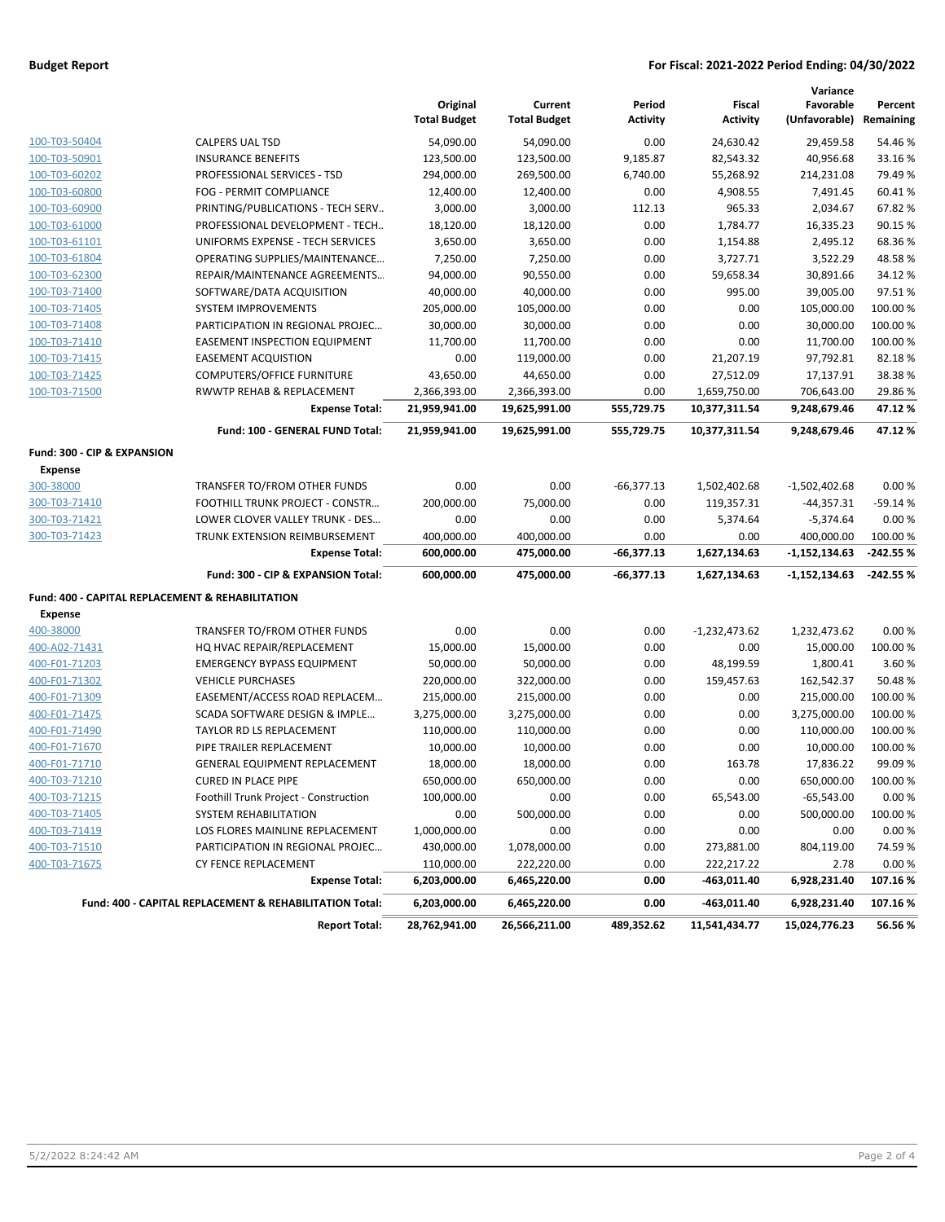**Budget Report** — **For Fiscal: 2021-2022 Period Ending: 04/30/2022**

| | | Original Total Budget | Current Total Budget | Period Activity | Fiscal Activity | Variance Favorable (Unfavorable) | Percent Remaining |
|---|---|---|---|---|---|---|---|
| 100-T03-50404 | CALPERS UAL TSD | 54,090.00 | 54,090.00 | 0.00 | 24,630.42 | 29,459.58 | 54.46 % |
| 100-T03-50901 | INSURANCE BENEFITS | 123,500.00 | 123,500.00 | 9,185.87 | 82,543.32 | 40,956.68 | 33.16 % |
| 100-T03-60202 | PROFESSIONAL SERVICES - TSD | 294,000.00 | 269,500.00 | 6,740.00 | 55,268.92 | 214,231.08 | 79.49 % |
| 100-T03-60800 | FOG - PERMIT COMPLIANCE | 12,400.00 | 12,400.00 | 0.00 | 4,908.55 | 7,491.45 | 60.41 % |
| 100-T03-60900 | PRINTING/PUBLICATIONS - TECH SERV.. | 3,000.00 | 3,000.00 | 112.13 | 965.33 | 2,034.67 | 67.82 % |
| 100-T03-61000 | PROFESSIONAL DEVELOPMENT - TECH.. | 18,120.00 | 18,120.00 | 0.00 | 1,784.77 | 16,335.23 | 90.15 % |
| 100-T03-61101 | UNIFORMS EXPENSE - TECH SERVICES | 3,650.00 | 3,650.00 | 0.00 | 1,154.88 | 2,495.12 | 68.36 % |
| 100-T03-61804 | OPERATING SUPPLIES/MAINTENANCE... | 7,250.00 | 7,250.00 | 0.00 | 3,727.71 | 3,522.29 | 48.58 % |
| 100-T03-62300 | REPAIR/MAINTENANCE AGREEMENTS... | 94,000.00 | 90,550.00 | 0.00 | 59,658.34 | 30,891.66 | 34.12 % |
| 100-T03-71400 | SOFTWARE/DATA ACQUISITION | 40,000.00 | 40,000.00 | 0.00 | 995.00 | 39,005.00 | 97.51 % |
| 100-T03-71405 | SYSTEM IMPROVEMENTS | 205,000.00 | 105,000.00 | 0.00 | 0.00 | 105,000.00 | 100.00 % |
| 100-T03-71408 | PARTICIPATION IN REGIONAL PROJEC... | 30,000.00 | 30,000.00 | 0.00 | 0.00 | 30,000.00 | 100.00 % |
| 100-T03-71410 | EASEMENT INSPECTION EQUIPMENT | 11,700.00 | 11,700.00 | 0.00 | 0.00 | 11,700.00 | 100.00 % |
| 100-T03-71415 | EASEMENT ACQUISTION | 0.00 | 119,000.00 | 0.00 | 21,207.19 | 97,792.81 | 82.18 % |
| 100-T03-71425 | COMPUTERS/OFFICE FURNITURE | 43,650.00 | 44,650.00 | 0.00 | 27,512.09 | 17,137.91 | 38.38 % |
| 100-T03-71500 | RWWTP REHAB & REPLACEMENT | 2,366,393.00 | 2,366,393.00 | 0.00 | 1,659,750.00 | 706,643.00 | 29.86 % |
| | **Expense Total:** | **21,959,941.00** | **19,625,991.00** | **555,729.75** | **10,377,311.54** | **9,248,679.46** | **47.12 %** |
| | **Fund: 100 - GENERAL FUND Total:** | **21,959,941.00** | **19,625,991.00** | **555,729.75** | **10,377,311.54** | **9,248,679.46** | **47.12 %** |
| **Fund: 300 - CIP & EXPANSION** | | | | | | | |
| **Expense** | | | | | | | |
| 300-38000 | TRANSFER TO/FROM OTHER FUNDS | 0.00 | 0.00 | -66,377.13 | 1,502,402.68 | -1,502,402.68 | 0.00 % |
| 300-T03-71410 | FOOTHILL TRUNK PROJECT - CONSTR... | 200,000.00 | 75,000.00 | 0.00 | 119,357.31 | -44,357.31 | -59.14 % |
| 300-T03-71421 | LOWER CLOVER VALLEY TRUNK - DES... | 0.00 | 0.00 | 0.00 | 5,374.64 | -5,374.64 | 0.00 % |
| 300-T03-71423 | TRUNK EXTENSION REIMBURSEMENT | 400,000.00 | 400,000.00 | 0.00 | 0.00 | 400,000.00 | 100.00 % |
| | **Expense Total:** | **600,000.00** | **475,000.00** | **-66,377.13** | **1,627,134.63** | **-1,152,134.63** | **-242.55 %** |
| | **Fund: 300 - CIP & EXPANSION Total:** | **600,000.00** | **475,000.00** | **-66,377.13** | **1,627,134.63** | **-1,152,134.63** | **-242.55 %** |
| **Fund: 400 - CAPITAL REPLACEMENT & REHABILITATION** | | | | | | | |
| **Expense** | | | | | | | |
| 400-38000 | TRANSFER TO/FROM OTHER FUNDS | 0.00 | 0.00 | 0.00 | -1,232,473.62 | 1,232,473.62 | 0.00 % |
| 400-A02-71431 | HQ HVAC REPAIR/REPLACEMENT | 15,000.00 | 15,000.00 | 0.00 | 0.00 | 15,000.00 | 100.00 % |
| 400-F01-71203 | EMERGENCY BYPASS EQUIPMENT | 50,000.00 | 50,000.00 | 0.00 | 48,199.59 | 1,800.41 | 3.60 % |
| 400-F01-71302 | VEHICLE PURCHASES | 220,000.00 | 322,000.00 | 0.00 | 159,457.63 | 162,542.37 | 50.48 % |
| 400-F01-71309 | EASEMENT/ACCESS ROAD REPLACEM... | 215,000.00 | 215,000.00 | 0.00 | 0.00 | 215,000.00 | 100.00 % |
| 400-F01-71475 | SCADA SOFTWARE DESIGN & IMPLE... | 3,275,000.00 | 3,275,000.00 | 0.00 | 0.00 | 3,275,000.00 | 100.00 % |
| 400-F01-71490 | TAYLOR RD LS REPLACEMENT | 110,000.00 | 110,000.00 | 0.00 | 0.00 | 110,000.00 | 100.00 % |
| 400-F01-71670 | PIPE TRAILER REPLACEMENT | 10,000.00 | 10,000.00 | 0.00 | 0.00 | 10,000.00 | 100.00 % |
| 400-F01-71710 | GENERAL EQUIPMENT REPLACEMENT | 18,000.00 | 18,000.00 | 0.00 | 163.78 | 17,836.22 | 99.09 % |
| 400-T03-71210 | CURED IN PLACE PIPE | 650,000.00 | 650,000.00 | 0.00 | 0.00 | 650,000.00 | 100.00 % |
| 400-T03-71215 | Foothill Trunk Project - Construction | 100,000.00 | 0.00 | 0.00 | 65,543.00 | -65,543.00 | 0.00 % |
| 400-T03-71405 | SYSTEM REHABILITATION | 0.00 | 500,000.00 | 0.00 | 0.00 | 500,000.00 | 100.00 % |
| 400-T03-71419 | LOS FLORES MAINLINE REPLACEMENT | 1,000,000.00 | 0.00 | 0.00 | 0.00 | 0.00 | 0.00 % |
| 400-T03-71510 | PARTICIPATION IN REGIONAL PROJEC... | 430,000.00 | 1,078,000.00 | 0.00 | 273,881.00 | 804,119.00 | 74.59 % |
| 400-T03-71675 | CY FENCE REPLACEMENT | 110,000.00 | 222,220.00 | 0.00 | 222,217.22 | 2.78 | 0.00 % |
| | **Expense Total:** | **6,203,000.00** | **6,465,220.00** | **0.00** | **-463,011.40** | **6,928,231.40** | **107.16 %** |
| | **Fund: 400 - CAPITAL REPLACEMENT & REHABILITATION Total:** | **6,203,000.00** | **6,465,220.00** | **0.00** | **-463,011.40** | **6,928,231.40** | **107.16 %** |
| | **Report Total:** | **28,762,941.00** | **26,566,211.00** | **489,352.62** | **11,541,434.77** | **15,024,776.23** | **56.56 %** |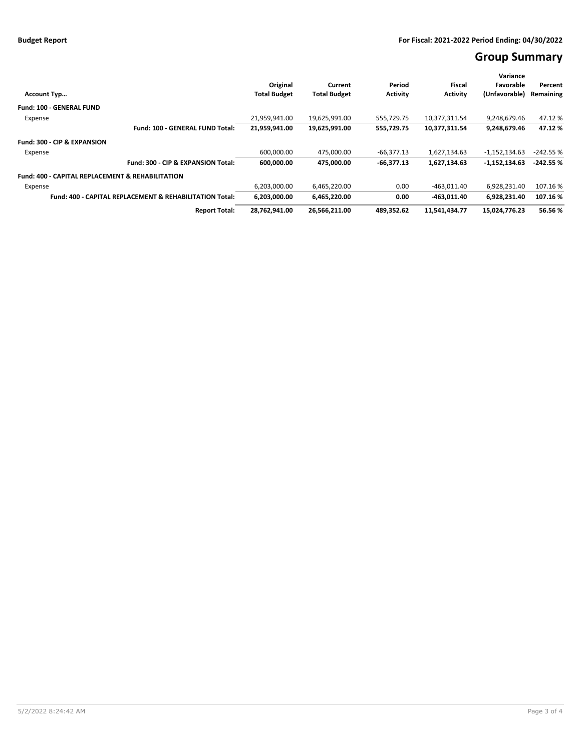**Budget Report** 

**For Fiscal: 2021-2022 Period Ending: 04/30/2022**

# Group Summary

| Account Typ… | Original Total Budget | Current Total Budget | Period Activity | Fiscal Activity | Variance Favorable (Unfavorable) | Percent Remaining |
|---|---|---|---|---|---|---|
| **Fund: 100 - GENERAL FUND** | | | | | | |
| Expense | 21,959,941.00 | 19,625,991.00 | 555,729.75 | 10,377,311.54 | 9,248,679.46 | 47.12 % |
| **Fund: 100 - GENERAL FUND Total:** | **21,959,941.00** | **19,625,991.00** | **555,729.75** | **10,377,311.54** | **9,248,679.46** | **47.12 %** |
| **Fund: 300 - CIP & EXPANSION** | | | | | | |
| Expense | 600,000.00 | 475,000.00 | -66,377.13 | 1,627,134.63 | -1,152,134.63 | -242.55 % |
| **Fund: 300 - CIP & EXPANSION Total:** | **600,000.00** | **475,000.00** | **-66,377.13** | **1,627,134.63** | **-1,152,134.63** | **-242.55 %** |
| **Fund: 400 - CAPITAL REPLACEMENT & REHABILITATION** | | | | | | |
| Expense | 6,203,000.00 | 6,465,220.00 | 0.00 | -463,011.40 | 6,928,231.40 | 107.16 % |
| **Fund: 400 - CAPITAL REPLACEMENT & REHABILITATION Total:** | **6,203,000.00** | **6,465,220.00** | **0.00** | **-463,011.40** | **6,928,231.40** | **107.16 %** |
| **Report Total:** | **28,762,941.00** | **26,566,211.00** | **489,352.62** | **11,541,434.77** | **15,024,776.23** | **56.56 %** |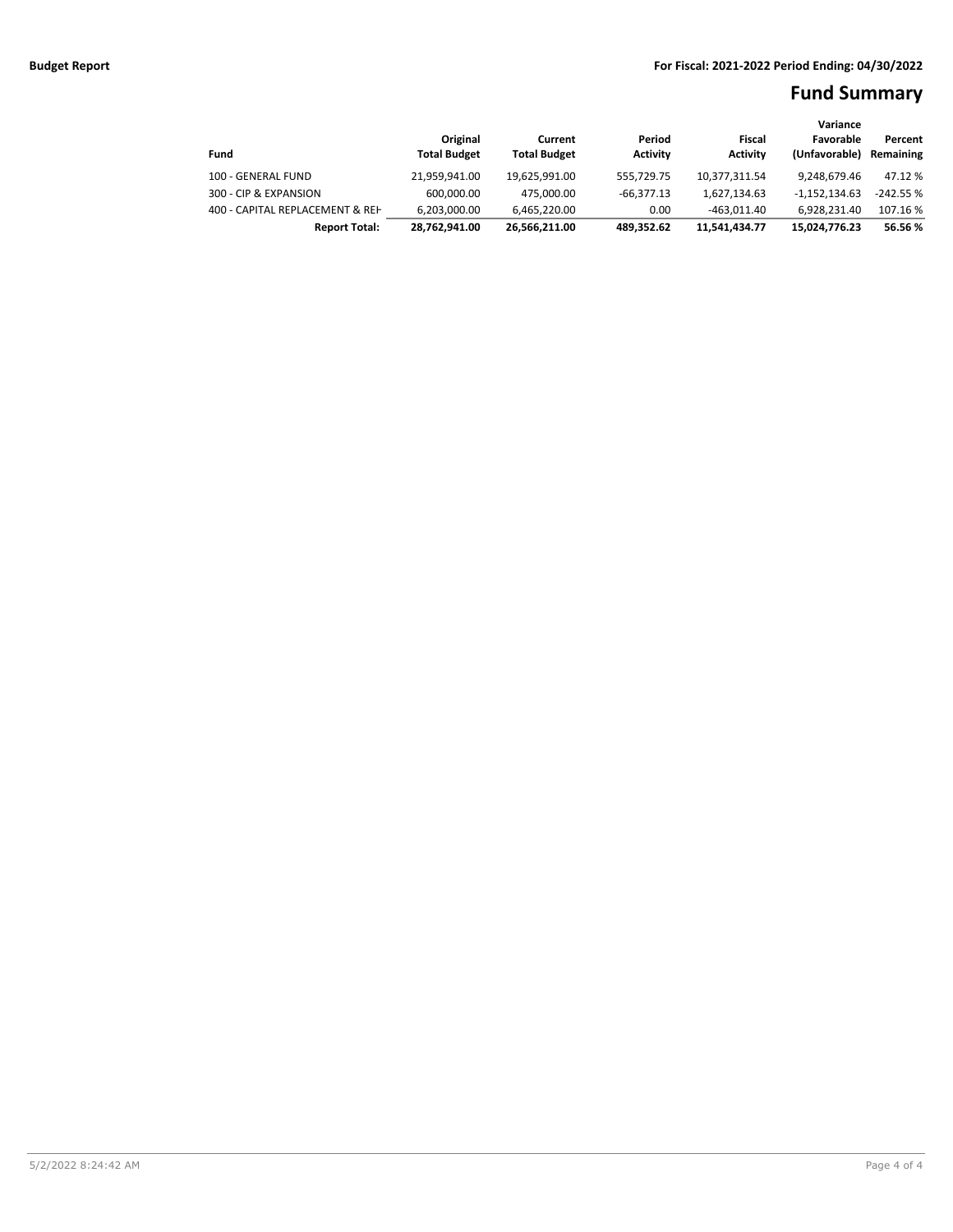**Budget Report**

**For Fiscal: 2021-2022 Period Ending: 04/30/2022**

# Fund Summary

| Fund | Original Total Budget | Current Total Budget | Period Activity | Fiscal Activity | Variance Favorable (Unfavorable) | Percent Remaining |
|---|---|---|---|---|---|---|
| 100 - GENERAL FUND | 21,959,941.00 | 19,625,991.00 | 555,729.75 | 10,377,311.54 | 9,248,679.46 | 47.12 % |
| 300 - CIP & EXPANSION | 600,000.00 | 475,000.00 | -66,377.13 | 1,627,134.63 | -1,152,134.63 | -242.55 % |
| 400 - CAPITAL REPLACEMENT & REH | 6,203,000.00 | 6,465,220.00 | 0.00 | -463,011.40 | 6,928,231.40 | 107.16 % |
| **Report Total:** | **28,762,941.00** | **26,566,211.00** | **489,352.62** | **11,541,434.77** | **15,024,776.23** | **56.56 %** |